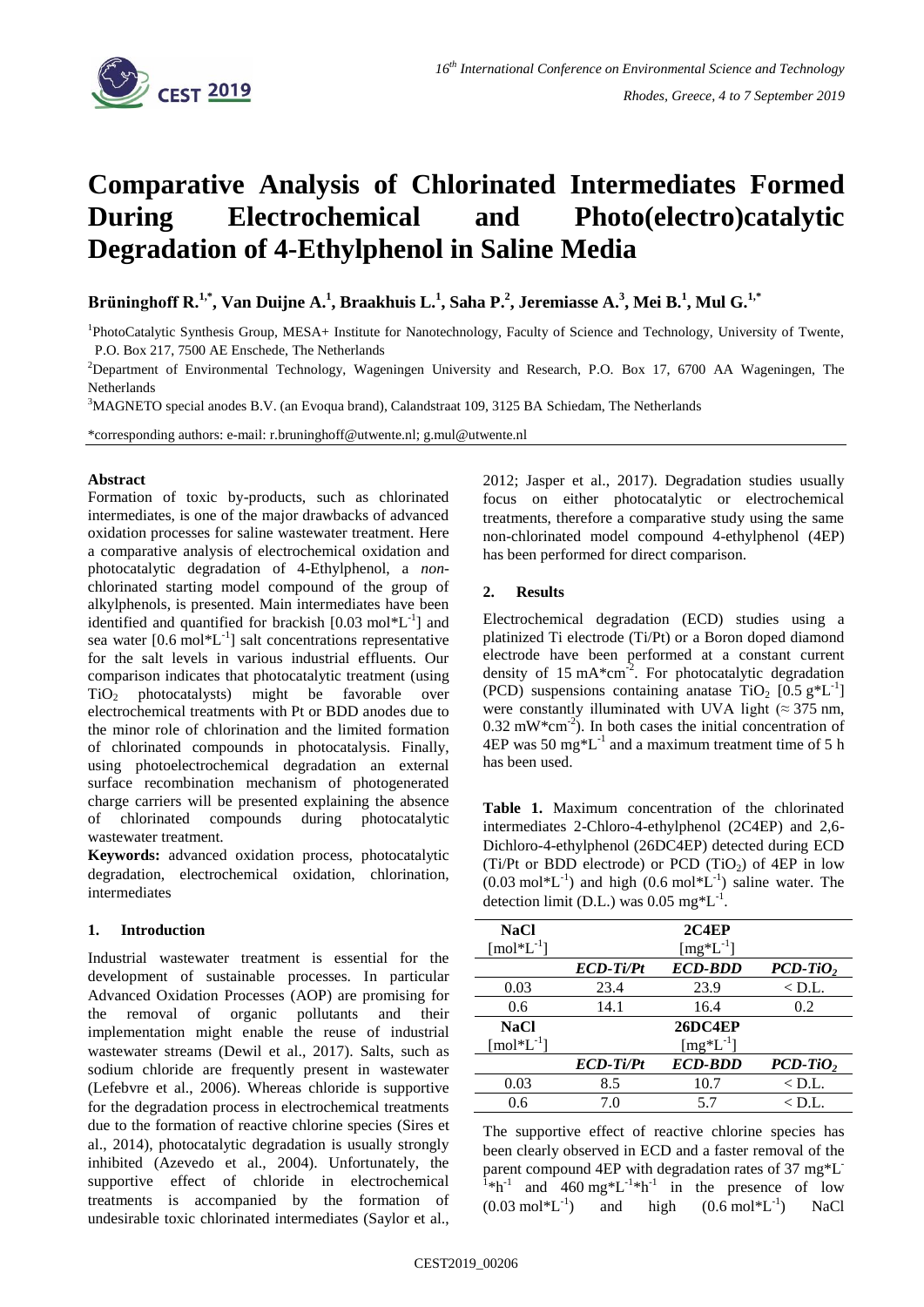# Comparative Analysis of Chlorinated Intermediates Formed During Electrochemical and Photo(electro)catalytic Degradation of 4-Ethylphenol in Saline Media

**Brüninghoff R.[1,*], Van Duijne A.[1], Braakhuis L.[1], Saha P.[2], Jeremiasse A.[3], Mei B.[1], Mul G.[1,*]**

[1]PhotoCatalytic Synthesis Group, MESA+ Institute for Nanotechnology, Faculty of Science and Technology, University of Twente, P.O. Box 217, 7500 AE Enschede, The Netherlands

[2]Department of Environmental Technology, Wageningen University and Research, P.O. Box 17, 6700 AA Wageningen, The Netherlands

[3]MAGNETO special anodes B.V. (an Evoqua brand), Calandstraat 109, 3125 BA Schiedam, The Netherlands

*corresponding authors: e-mail: r.bruninghoff@utwente.nl; g.mul@utwente.nl

### Abstract

Formation of toxic by-products, such as chlorinated intermediates, is one of the major drawbacks of advanced oxidation processes for saline wastewater treatment. Here a comparative analysis of electrochemical oxidation and photocatalytic degradation of 4-Ethylphenol, a *non*-chlorinated starting model compound of the group of alkylphenols, is presented. Main intermediates have been identified and quantified for brackish [0.03 mol*L$^{-1}$] and sea water [0.6 mol*L$^{-1}$] salt concentrations representative for the salt levels in various industrial effluents. Our comparison indicates that photocatalytic treatment (using $TiO_2$ photocatalysts) might be favorable over electrochemical treatments with Pt or BDD anodes due to the minor role of chlorination and the limited formation of chlorinated compounds in photocatalysis. Finally, using photoelectrochemical degradation an external surface recombination mechanism of photogenerated charge carriers will be presented explaining the absence of chlorinated compounds during photocatalytic wastewater treatment.

**Keywords:** advanced oxidation process, photocatalytic degradation, electrochemical oxidation, chlorination, intermediates

## 1. Introduction

Industrial wastewater treatment is essential for the development of sustainable processes. In particular Advanced Oxidation Processes (AOP) are promising for the removal of organic pollutants and their implementation might enable the reuse of industrial wastewater streams (Dewil et al., 2017). Salts, such as sodium chloride are frequently present in wastewater (Lefebvre et al., 2006). Whereas chloride is supportive for the degradation process in electrochemical treatments due to the formation of reactive chlorine species (Sires et al., 2014), photocatalytic degradation is usually strongly inhibited (Azevedo et al., 2004). Unfortunately, the supportive effect of chloride in electrochemical treatments is accompanied by the formation of undesirable toxic chlorinated intermediates (Saylor et al., 2012; Jasper et al., 2017). Degradation studies usually focus on either photocatalytic or electrochemical treatments, therefore a comparative study using the same non-chlorinated model compound 4-ethylphenol (4EP) has been performed for direct comparison.

## 2. Results

Electrochemical degradation (ECD) studies using a platinized Ti electrode (Ti/Pt) or a Boron doped diamond electrode have been performed at a constant current density of 15 mA*cm$^{-2}$. For photocatalytic degradation (PCD) suspensions containing anatase $TiO_2$ [0.5 g*L$^{-1}$] were constantly illuminated with UVA light (≈ 375 nm, 0.32 mW*cm$^{-2}$). In both cases the initial concentration of 4EP was 50 mg*L$^{-1}$ and a maximum treatment time of 5 h has been used.

**Table 1.** Maximum concentration of the chlorinated intermediates 2-Chloro-4-ethylphenol (2C4EP) and 2,6-Dichloro-4-ethylphenol (26DC4EP) detected during ECD (Ti/Pt or BDD electrode) or PCD ($TiO_2$) of 4EP in low (0.03 mol*L$^{-1}$) and high (0.6 mol*L$^{-1}$) saline water. The detection limit (D.L.) was 0.05 mg*L$^{-1}$.

| **NaCl** [mol*L$^{-1}$] | | **2C4EP** [mg*L$^{-1}$] | |
|---|---|---|---|
| | ***ECD-Ti/Pt*** | ***ECD-BDD*** | ***PCD-$TiO_2$*** |
| 0.03 | 23.4 | 23.9 | < D.L. |
| 0.6 | 14.1 | 16.4 | 0.2 |
| **NaCl** [mol*L$^{-1}$] | | **26DC4EP** [mg*L$^{-1}$] | |
| | ***ECD-Ti/Pt*** | ***ECD-BDD*** | ***PCD-$TiO_2$*** |
| 0.03 | 8.5 | 10.7 | < D.L. |
| 0.6 | 7.0 | 5.7 | < D.L. |

The supportive effect of reactive chlorine species has been clearly observed in ECD and a faster removal of the parent compound 4EP with degradation rates of 37 mg*L$^{-1}$*h$^{-1}$ and 460 mg*L$^{-1}$*h$^{-1}$ in the presence of low (0.03 mol*L$^{-1}$) and high (0.6 mol*L$^{-1}$) NaCl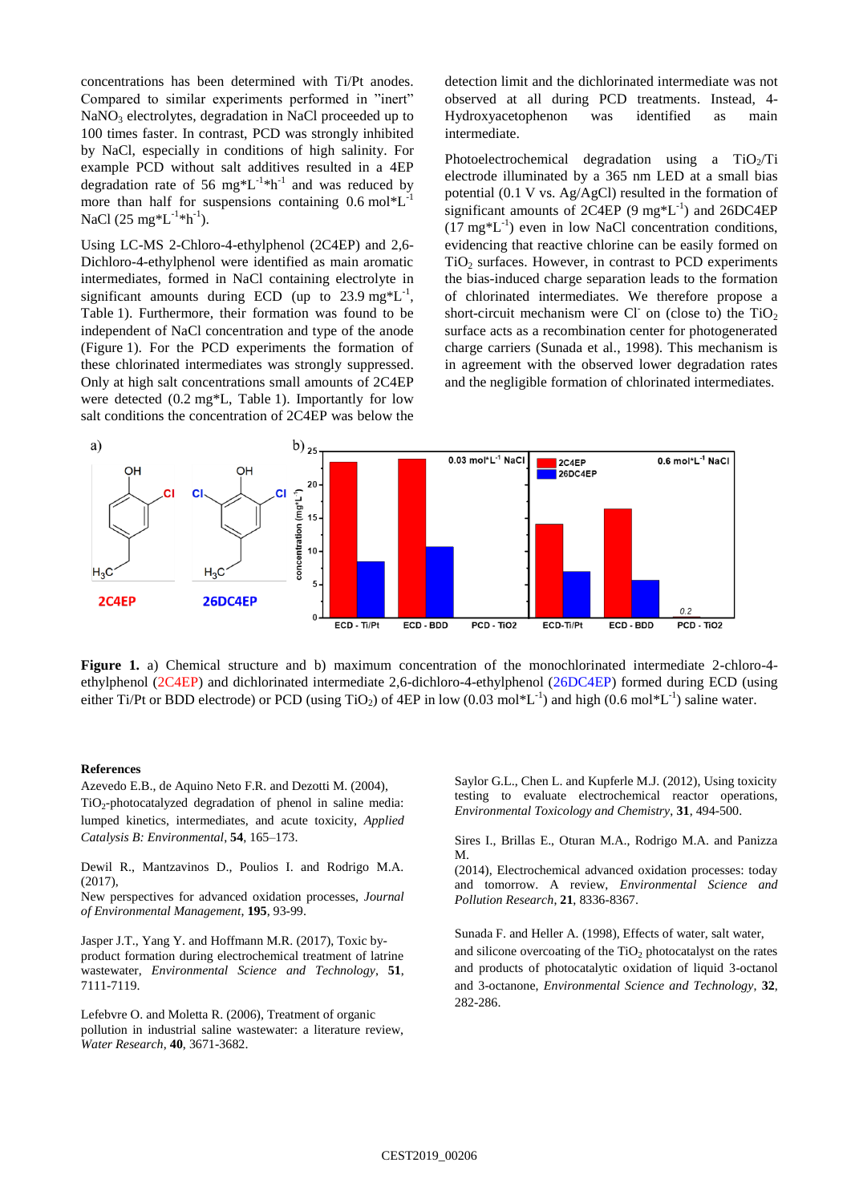concentrations has been determined with Ti/Pt anodes. Compared to similar experiments performed in "inert" $NaNO_3$ electrolytes, degradation in NaCl proceeded up to 100 times faster. In contrast, PCD was strongly inhibited by NaCl, especially in conditions of high salinity. For example PCD without salt additives resulted in a 4EP degradation rate of 56 $mg*L^{-1}*h^{-1}$ and was reduced by more than half for suspensions containing 0.6 $mol*L^{-1}$ NaCl (25 $mg*L^{-1}*h^{-1}$).

Using LC-MS 2-Chloro-4-ethylphenol (2C4EP) and 2,6-Dichloro-4-ethylphenol were identified as main aromatic intermediates, formed in NaCl containing electrolyte in significant amounts during ECD (up to 23.9 $mg*L^{-1}$, Table 1). Furthermore, their formation was found to be independent of NaCl concentration and type of the anode (Figure 1). For the PCD experiments the formation of these chlorinated intermediates was strongly suppressed. Only at high salt concentrations small amounts of 2C4EP were detected (0.2 mg*L, Table 1). Importantly for low salt conditions the concentration of 2C4EP was below the detection limit and the dichlorinated intermediate was not observed at all during PCD treatments. Instead, 4-Hydroxyacetophenon was identified as main intermediate.

Photoelectrochemical degradation using a $TiO_2$/Ti electrode illuminated by a 365 nm LED at a small bias potential (0.1 V vs. Ag/AgCl) resulted in the formation of significant amounts of 2C4EP (9 $mg*L^{-1}$) and 26DC4EP (17 $mg*L^{-1}$) even in low NaCl concentration conditions, evidencing that reactive chlorine can be easily formed on $TiO_2$ surfaces. However, in contrast to PCD experiments the bias-induced charge separation leads to the formation of chlorinated intermediates. We therefore propose a short-circuit mechanism were $Cl^-$ on (close to) the $TiO_2$ surface acts as a recombination center for photogenerated charge carriers (Sunada et al., 1998). This mechanism is in agreement with the observed lower degradation rates and the negligible formation of chlorinated intermediates.

a)

OH
Cl
H3C
2C4EP

OH
Cl
Cl
H3C
26DC4EP

b)

concentration (mg*L⁻¹)
0.03 mol*L⁻¹ NaCl
0.6 mol*L⁻¹ NaCl
2C4EP
26DC4EP
0.2
ECD - Ti/Pt
ECD - BDD
PCD - TiO2
ECD-Ti/Pt
ECD - BDD
PCD - TiO2

**Figure 1.** a) Chemical structure and b) maximum concentration of the monochlorinated intermediate 2-chloro-4-ethylphenol (2C4EP) and dichlorinated intermediate 2,6-dichloro-4-ethylphenol (26DC4EP) formed during ECD (using either Ti/Pt or BDD electrode) or PCD (using $TiO_2$) of 4EP in low (0.03 $mol*L^{-1}$) and high (0.6 $mol*L^{-1}$) saline water.

## References

Azevedo E.B., de Aquino Neto F.R. and Dezotti M. (2004), $TiO_2$-photocatalyzed degradation of phenol in saline media: lumped kinetics, intermediates, and acute toxicity, *Applied Catalysis B: Environmental*, **54**, 165–173.

Dewil R., Mantzavinos D., Poulios I. and Rodrigo M.A. (2017), New perspectives for advanced oxidation processes, *Journal of Environmental Management*, **195**, 93-99.

Jasper J.T., Yang Y. and Hoffmann M.R. (2017), Toxic by-product formation during electrochemical treatment of latrine wastewater, *Environmental Science and Technology*, **51**, 7111-7119.

Lefebvre O. and Moletta R. (2006), Treatment of organic pollution in industrial saline wastewater: a literature review, *Water Research*, **40**, 3671-3682.

Saylor G.L., Chen L. and Kupferle M.J. (2012), Using toxicity testing to evaluate electrochemical reactor operations, *Environmental Toxicology and Chemistry*, **31**, 494-500.

Sires I., Brillas E., Oturan M.A., Rodrigo M.A. and Panizza M. (2014), Electrochemical advanced oxidation processes: today and tomorrow. A review, *Environmental Science and Pollution Research*, **21**, 8336-8367.

Sunada F. and Heller A. (1998), Effects of water, salt water, and silicone overcoating of the $TiO_2$ photocatalyst on the rates and products of photocatalytic oxidation of liquid 3-octanol and 3-octanone, *Environmental Science and Technology*, **32**, 282-286.